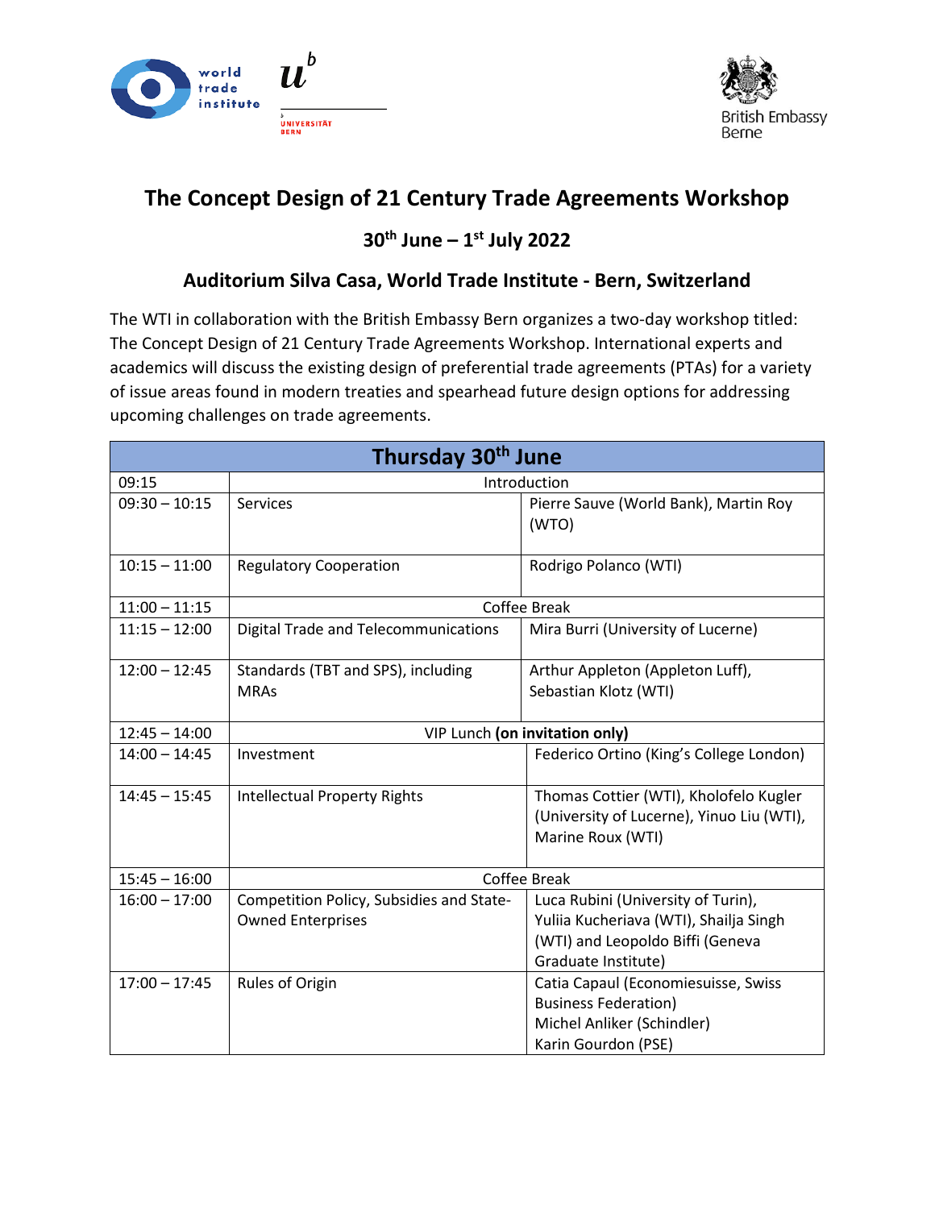# The Concept Design of 21 Century Trade Agreements Workshop

## 30th June – 1st July 2022

## Auditorium Silva Casa, World Trade Institute - Bern, Switzerland

The WTI in collaboration with the British Embassy Bern organizes a two-day workshop titled: The Concept Design of 21 Century Trade Agreements Workshop. International experts and academics will discuss the existing design of preferential trade agreements (PTAs) for a variety of issue areas found in modern treaties and spearhead future design options for addressing upcoming challenges on trade agreements.

| Thursday 30th June | | |
|---|---|---|
| 09:15 | Introduction | |
| 09:30 – 10:15 | Services | Pierre Sauve (World Bank), Martin Roy (WTO) |
| 10:15 – 11:00 | Regulatory Cooperation | Rodrigo Polanco (WTI) |
| 11:00 – 11:15 | Coffee Break | |
| 11:15 – 12:00 | Digital Trade and Telecommunications | Mira Burri (University of Lucerne) |
| 12:00 – 12:45 | Standards (TBT and SPS), including MRAs | Arthur Appleton (Appleton Luff), Sebastian Klotz (WTI) |
| 12:45 – 14:00 | VIP Lunch **(on invitation only)** | |
| 14:00 – 14:45 | Investment | Federico Ortino (King's College London) |
| 14:45 – 15:45 | Intellectual Property Rights | Thomas Cottier (WTI), Kholofelo Kugler (University of Lucerne), Yinuo Liu (WTI), Marine Roux (WTI) |
| 15:45 – 16:00 | Coffee Break | |
| 16:00 – 17:00 | Competition Policy, Subsidies and State-Owned Enterprises | Luca Rubini (University of Turin), Yuliia Kucheriava (WTI), Shailja Singh (WTI) and Leopoldo Biffi (Geneva Graduate Institute) |
| 17:00 – 17:45 | Rules of Origin | Catia Capaul (Economiesuisse, Swiss Business Federation)<br>Michel Anliker (Schindler)<br>Karin Gourdon (PSE) |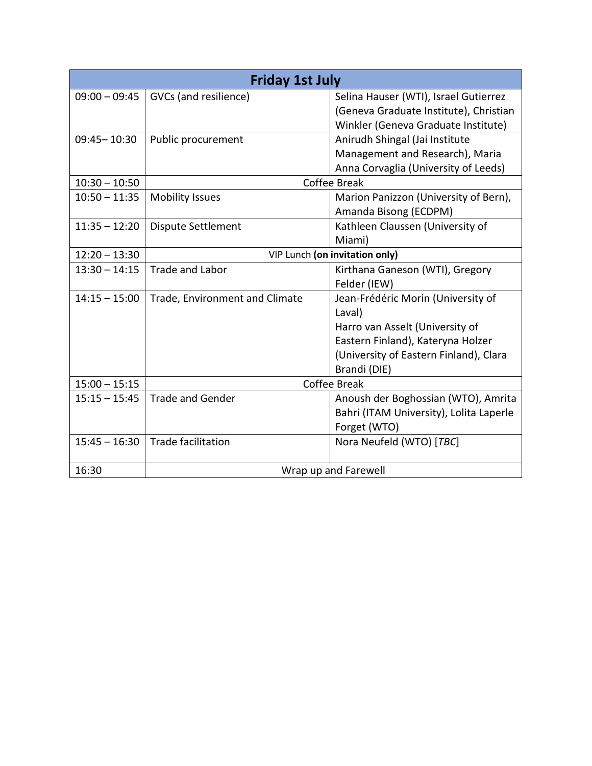| Friday 1st July | | |
|---|---|---|
| 09:00 – 09:45 | GVCs (and resilience) | Selina Hauser (WTI), Israel Gutierrez (Geneva Graduate Institute), Christian Winkler (Geneva Graduate Institute) |
| 09:45– 10:30 | Public procurement | Anirudh Shingal (Jai Institute Management and Research), Maria Anna Corvaglia (University of Leeds) |
| 10:30 – 10:50 | Coffee Break | |
| 10:50 – 11:35 | Mobility Issues | Marion Panizzon (University of Bern), Amanda Bisong (ECDPM) |
| 11:35 – 12:20 | Dispute Settlement | Kathleen Claussen (University of Miami) |
| 12:20 – 13:30 | VIP Lunch **(on invitation only)** | |
| 13:30 – 14:15 | Trade and Labor | Kirthana Ganeson (WTI), Gregory Felder (IEW) |
| 14:15 – 15:00 | Trade, Environment and Climate | Jean-Frédéric Morin (University of Laval)<br>Harro van Asselt (University of Eastern Finland), Kateryna Holzer (University of Eastern Finland), Clara Brandi (DIE) |
| 15:00 – 15:15 | Coffee Break | |
| 15:15 – 15:45 | Trade and Gender | Anoush der Boghossian (WTO), Amrita Bahri (ITAM University), Lolita Laperle Forget (WTO) |
| 15:45 – 16:30 | Trade facilitation | Nora Neufeld (WTO) [*TBC*] |
| 16:30 | Wrap up and Farewell | |